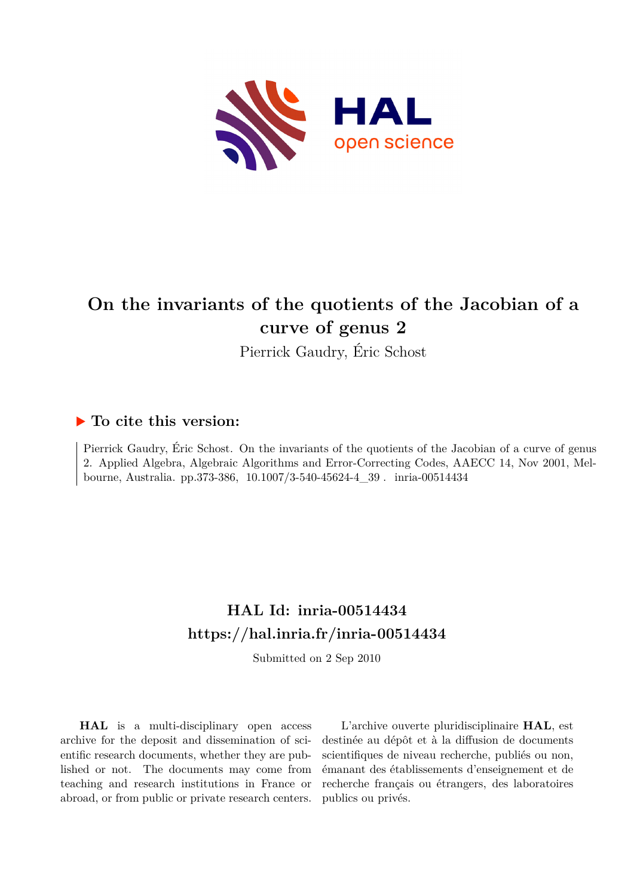# On the invariants of the quotients of the Jacobian of a curve of genus 2

Pierrick Gaudry, Éric Schost

## ▶ To cite this version:

Pierrick Gaudry, Éric Schost. On the invariants of the quotients of the Jacobian of a curve of genus 2. Applied Algebra, Algebraic Algorithms and Error-Correcting Codes, AAECC 14, Nov 2001, Melbourne, Australia. pp.373-386, 10.1007/3-540-45624-4_39 . inria-00514434

## HAL Id: inria-00514434
## https://hal.inria.fr/inria-00514434

Submitted on 2 Sep 2010

**HAL** is a multi-disciplinary open access archive for the deposit and dissemination of scientific research documents, whether they are published or not. The documents may come from teaching and research institutions in France or abroad, or from public or private research centers.

L'archive ouverte pluridisciplinaire **HAL**, est destinée au dépôt et à la diffusion de documents scientifiques de niveau recherche, publiés ou non, émanant des établissements d'enseignement et de recherche français ou étrangers, des laboratoires publics ou privés.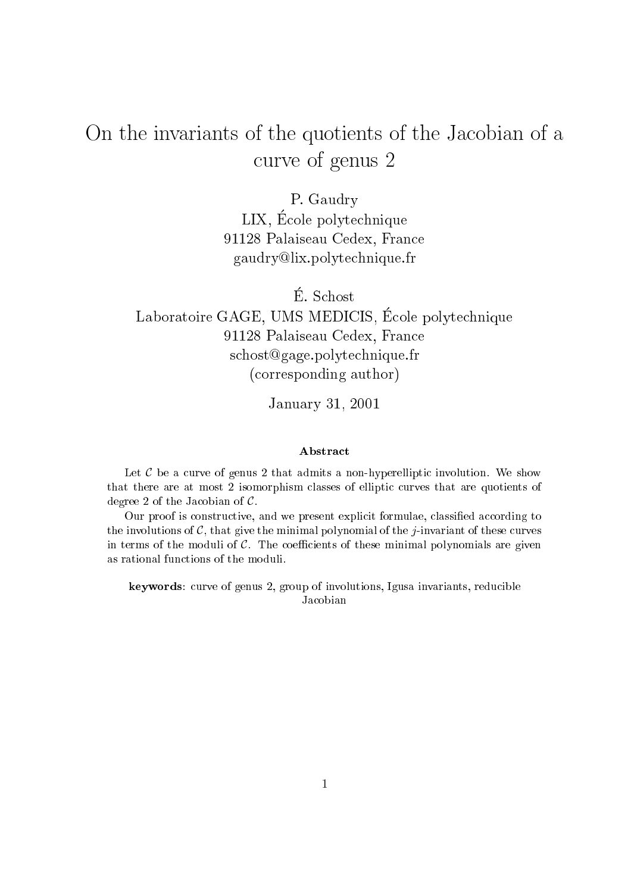# On the invariants of the quotients of the Jacobian of a curve of genus 2

P. Gaudry
LIX, École polytechnique
91128 Palaiseau Cedex, France
gaudry@lix.polytechnique.fr

É. Schost
Laboratoire GAGE, UMS MEDICIS, École polytechnique
91128 Palaiseau Cedex, France
schost@gage.polytechnique.fr
(corresponding author)

January 31, 2001

### Abstract

Let $\mathcal{C}$ be a curve of genus 2 that admits a non-hyperelliptic involution. We show that there are at most 2 isomorphism classes of elliptic curves that are quotients of degree 2 of the Jacobian of $\mathcal{C}$.

Our proof is constructive, and we present explicit formulae, classified according to the involutions of $\mathcal{C}$, that give the minimal polynomial of the $j$-invariant of these curves in terms of the moduli of $\mathcal{C}$. The coefficients of these minimal polynomials are given as rational functions of the moduli.

**keywords**: curve of genus 2, group of involutions, Igusa invariants, reducible Jacobian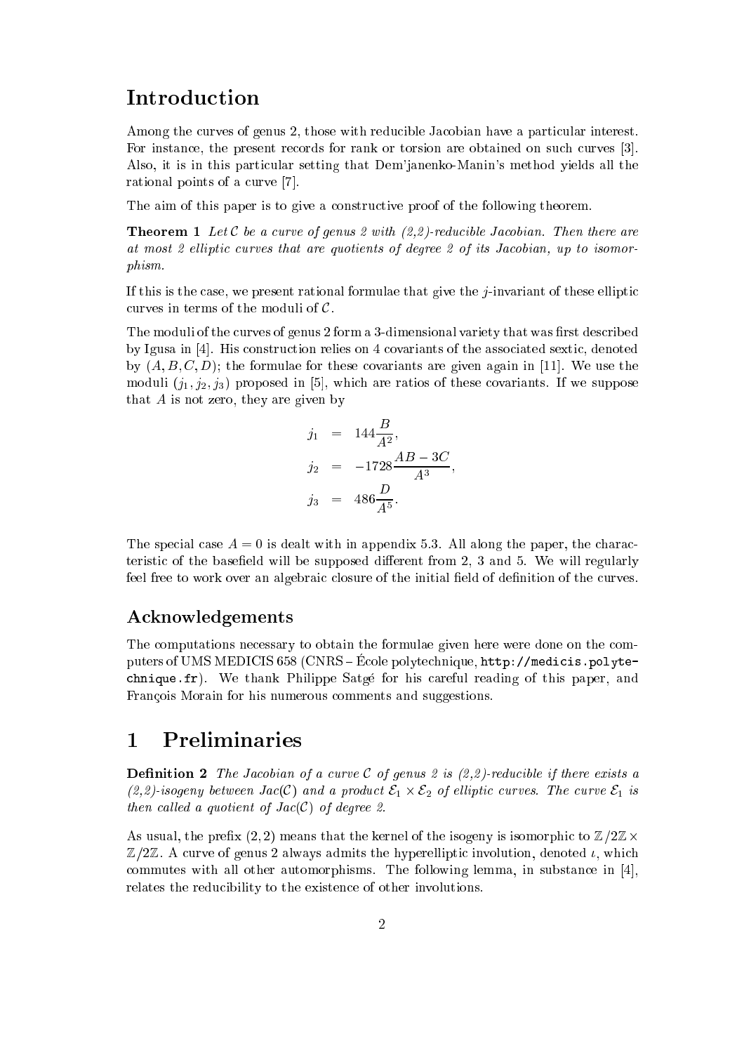# Introduction

Among the curves of genus 2, those with reducible Jacobian have a particular interest. For instance, the present records for rank or torsion are obtained on such curves [3]. Also, it is in this particular setting that Dem'janenko-Manin's method yields all the rational points of a curve [7].

The aim of this paper is to give a constructive proof of the following theorem.

**Theorem 1** *Let $\mathcal{C}$ be a curve of genus 2 with (2,2)-reducible Jacobian. Then there are at most 2 elliptic curves that are quotients of degree 2 of its Jacobian, up to isomorphism.*

If this is the case, we present rational formulae that give the $j$-invariant of these elliptic curves in terms of the moduli of $\mathcal{C}$.

The moduli of the curves of genus 2 form a 3-dimensional variety that was first described by Igusa in [4]. His construction relies on 4 covariants of the associated sextic, denoted by $(A, B, C, D)$; the formulae for these covariants are given again in [11]. We use the moduli $(j_1, j_2, j_3)$ proposed in [5], which are ratios of these covariants. If we suppose that $A$ is not zero, they are given by

$$
\begin{aligned}
j_1 &= 144\frac{B}{A^2}, \\
j_2 &= -1728\frac{AB-3C}{A^3}, \\
j_3 &= 486\frac{D}{A^5}.
\end{aligned}
$$

The special case $A = 0$ is dealt with in appendix 5.3. All along the paper, the characteristic of the basefield will be supposed different from 2, 3 and 5. We will regularly feel free to work over an algebraic closure of the initial field of definition of the curves.

## Acknowledgements

The computations necessary to obtain the formulae given here were done on the computers of UMS MEDICIS 658 (CNRS – École polytechnique, `http://medicis.polytechnique.fr`). We thank Philippe Satgé for his careful reading of this paper, and François Morain for his numerous comments and suggestions.

# 1 Preliminaries

**Definition 2** *The Jacobian of a curve $\mathcal{C}$ of genus 2 is (2,2)-reducible if there exists a (2,2)-isogeny between $Jac(\mathcal{C})$ and a product $\mathcal{E}_1 \times \mathcal{E}_2$ of elliptic curves. The curve $\mathcal{E}_1$ is then called a quotient of $Jac(\mathcal{C})$ of degree 2.*

As usual, the prefix $(2, 2)$ means that the kernel of the isogeny is isomorphic to $\mathbb{Z}/2\mathbb{Z} \times \mathbb{Z}/2\mathbb{Z}$. A curve of genus 2 always admits the hyperelliptic involution, denoted $\iota$, which commutes with all other automorphisms. The following lemma, in substance in [4], relates the reducibility to the existence of other involutions.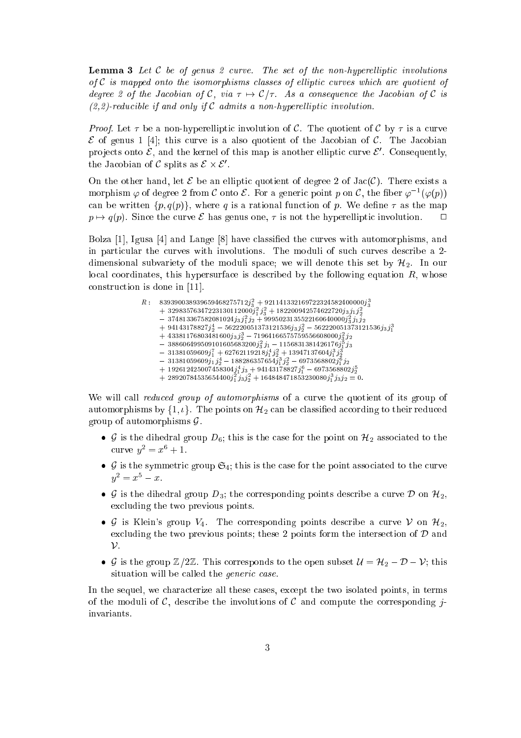**Lemma 3** *Let $\mathcal{C}$ be of genus 2 curve. The set of the non-hyperelliptic involutions of $\mathcal{C}$ is mapped onto the isomorphisms classes of elliptic curves which are quotient of degree 2 of the Jacobian of $\mathcal{C}$, via $\tau \mapsto \mathcal{C}/\tau$. As a consequence the Jacobian of $\mathcal{C}$ is (2,2)-reducible if and only if $\mathcal{C}$ admits a non-hyperelliptic involution.*

*Proof.* Let $\tau$ be a non-hyperelliptic involution of $\mathcal{C}$. The quotient of $\mathcal{C}$ by $\tau$ is a curve $\mathcal{E}$ of genus 1 [4]; this curve is a also quotient of the Jacobian of $\mathcal{C}$. The Jacobian projects onto $\mathcal{E}$, and the kernel of this map is another elliptic curve $\mathcal{E}'$. Consequently, the Jacobian of $\mathcal{C}$ splits as $\mathcal{E} \times \mathcal{E}'$.

On the other hand, let $\mathcal{E}$ be an elliptic quotient of degree 2 of $\mathrm{Jac}(\mathcal{C})$. There exists a morphism $\varphi$ of degree 2 from $\mathcal{C}$ onto $\mathcal{E}$. For a generic point $p$ on $\mathcal{C}$, the fiber $\varphi^{-1}(\varphi(p))$ can be written $\{p, q(p)\}$, where $q$ is a rational function of $p$. We define $\tau$ as the map $p \mapsto q(p)$. Since the curve $\mathcal{E}$ has genus one, $\tau$ is not the hyperelliptic involution. $\square$

Bolza [1], Igusa [4] and Lange [8] have classified the curves with automorphisms, and in particular the curves with involutions. The moduli of such curves describe a 2-dimensional subvariety of the moduli space; we will denote this set by $\mathcal{H}_2$. In our local coordinates, this hypersurface is described by the following equation $R$, whose construction is done in [11].

$$
\begin{aligned}
R: \quad & 8393900389396594682757 12 j_3^2 + 9211413321697223245824000000 j_3^3 \\
& + 3298357634722313011200 0 j_1^2 j_3^2 + 182200942574622720 j_3 j_1 j_2^2 \\
& - 37481336758208 1024 j_3 j_1^2 j_2 + 99950231355221606400 00 j_3^2 j_1 j_2 \\
& + 94143178827 j_2^4 - 562220051373121536 j_3 j_2^2 - 562220051373121536 j_3 j_1^3 \\
& + 4338117680348160 0 j_3 j_2^3 - 7196416657575955660800 0 j_3^2 j_2 \\
& - 3886064995091016056832 00 j_3^2 j_1 - 1156831381426176 j_1^5 j_3 \\
& - 31381059609 j_1^7 + 62762119218 j_1^4 j_2^2 + 13947137604 j_1^3 j_2^3 \\
& - 31381059609 j_1 j_2^4 - 188286357654 j_1^3 j_2^2 - 6973568802 j_1^6 j_2 \\
& + 1926124250074583 04 j_1^4 j_3 + 94143178827 j_1^6 - 6973568802 j_2^5 \\
& + 289207845356544 00 j_1^2 j_3 j_2^2 + 164848471853230080 j_1^3 j_3 j_2 = 0.
\end{aligned}
$$

We will call *reduced group of automorphisms* of a curve the quotient of its group of automorphisms by $\{1, \iota\}$. The points on $\mathcal{H}_2$ can be classified according to their reduced group of automorphisms $\mathcal{G}$.

- $\mathcal{G}$ is the dihedral group $D_6$; this is the case for the point on $\mathcal{H}_2$ associated to the curve $y^2 = x^6 + 1$.
- $\mathcal{G}$ is the symmetric group $\mathfrak{S}_4$; this is the case for the point associated to the curve $y^2 = x^5 - x$.
- $\mathcal{G}$ is the dihedral group $D_3$; the corresponding points describe a curve $\mathcal{D}$ on $\mathcal{H}_2$, excluding the two previous points.
- $\mathcal{G}$ is Klein's group $V_4$. The corresponding points describe a curve $\mathcal{V}$ on $\mathcal{H}_2$, excluding the two previous points; these 2 points form the intersection of $\mathcal{D}$ and $\mathcal{V}$.
- $\mathcal{G}$ is the group $\mathbb{Z}/2\mathbb{Z}$. This corresponds to the open subset $\mathcal{U} = \mathcal{H}_2 - \mathcal{D} - \mathcal{V}$; this situation will be called the *generic case*.

In the sequel, we characterize all these cases, except the two isolated points, in terms of the moduli of $\mathcal{C}$, describe the involutions of $\mathcal{C}$ and compute the corresponding $j$-invariants.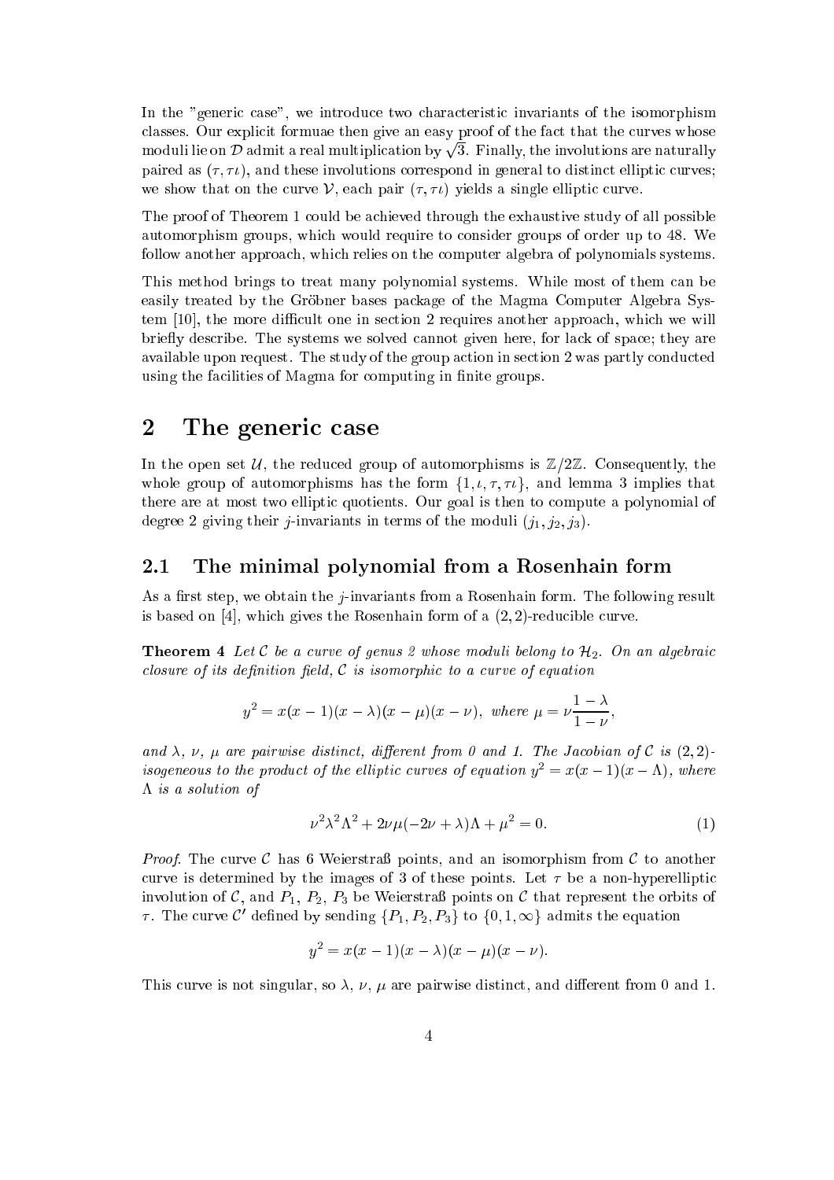In the "generic case", we introduce two characteristic invariants of the isomorphism classes. Our explicit formuae then give an easy proof of the fact that the curves whose moduli lie on $\mathcal{D}$ admit a real multiplication by $\sqrt{3}$. Finally, the involutions are naturally paired as $(\tau, \tau\iota)$, and these involutions correspond in general to distinct elliptic curves; we show that on the curve $\mathcal{V}$, each pair $(\tau, \tau\iota)$ yields a single elliptic curve.

The proof of Theorem 1 could be achieved through the exhaustive study of all possible automorphism groups, which would require to consider groups of order up to 48. We follow another approach, which relies on the computer algebra of polynomials systems.

This method brings to treat many polynomial systems. While most of them can be easily treated by the Gröbner bases package of the Magma Computer Algebra System [10], the more difficult one in section 2 requires another approach, which we will briefly describe. The systems we solved cannot given here, for lack of space; they are available upon request. The study of the group action in section 2 was partly conducted using the facilities of Magma for computing in finite groups.

## 2 The generic case

In the open set $\mathcal{U}$, the reduced group of automorphisms is $\mathbb{Z}/2\mathbb{Z}$. Consequently, the whole group of automorphisms has the form $\{1, \iota, \tau, \tau\iota\}$, and lemma 3 implies that there are at most two elliptic quotients. Our goal is then to compute a polynomial of degree 2 giving their $j$-invariants in terms of the moduli $(j_1, j_2, j_3)$.

### 2.1 The minimal polynomial from a Rosenhain form

As a first step, we obtain the $j$-invariants from a Rosenhain form. The following result is based on [4], which gives the Rosenhain form of a $(2,2)$-reducible curve.

**Theorem 4** *Let $\mathcal{C}$ be a curve of genus 2 whose moduli belong to $\mathcal{H}_2$. On an algebraic closure of its definition field, $\mathcal{C}$ is isomorphic to a curve of equation*

$$y^2 = x(x-1)(x-\lambda)(x-\mu)(x-\nu), \text{ where } \mu = \nu\frac{1-\lambda}{1-\nu},$$

*and $\lambda$, $\nu$, $\mu$ are pairwise distinct, different from 0 and 1. The Jacobian of $\mathcal{C}$ is $(2,2)$-isogeneous to the product of the elliptic curves of equation $y^2 = x(x-1)(x-\Lambda)$, where $\Lambda$ is a solution of*

$$\nu^2\lambda^2\Lambda^2 + 2\nu\mu(-2\nu + \lambda)\Lambda + \mu^2 = 0. \tag{1}$$

*Proof.* The curve $\mathcal{C}$ has 6 Weierstraß points, and an isomorphism from $\mathcal{C}$ to another curve is determined by the images of 3 of these points. Let $\tau$ be a non-hyperelliptic involution of $\mathcal{C}$, and $P_1$, $P_2$, $P_3$ be Weierstraß points on $\mathcal{C}$ that represent the orbits of $\tau$. The curve $\mathcal{C}'$ defined by sending $\{P_1, P_2, P_3\}$ to $\{0, 1, \infty\}$ admits the equation

$$y^2 = x(x-1)(x-\lambda)(x-\mu)(x-\nu).$$

This curve is not singular, so $\lambda$, $\nu$, $\mu$ are pairwise distinct, and different from 0 and 1.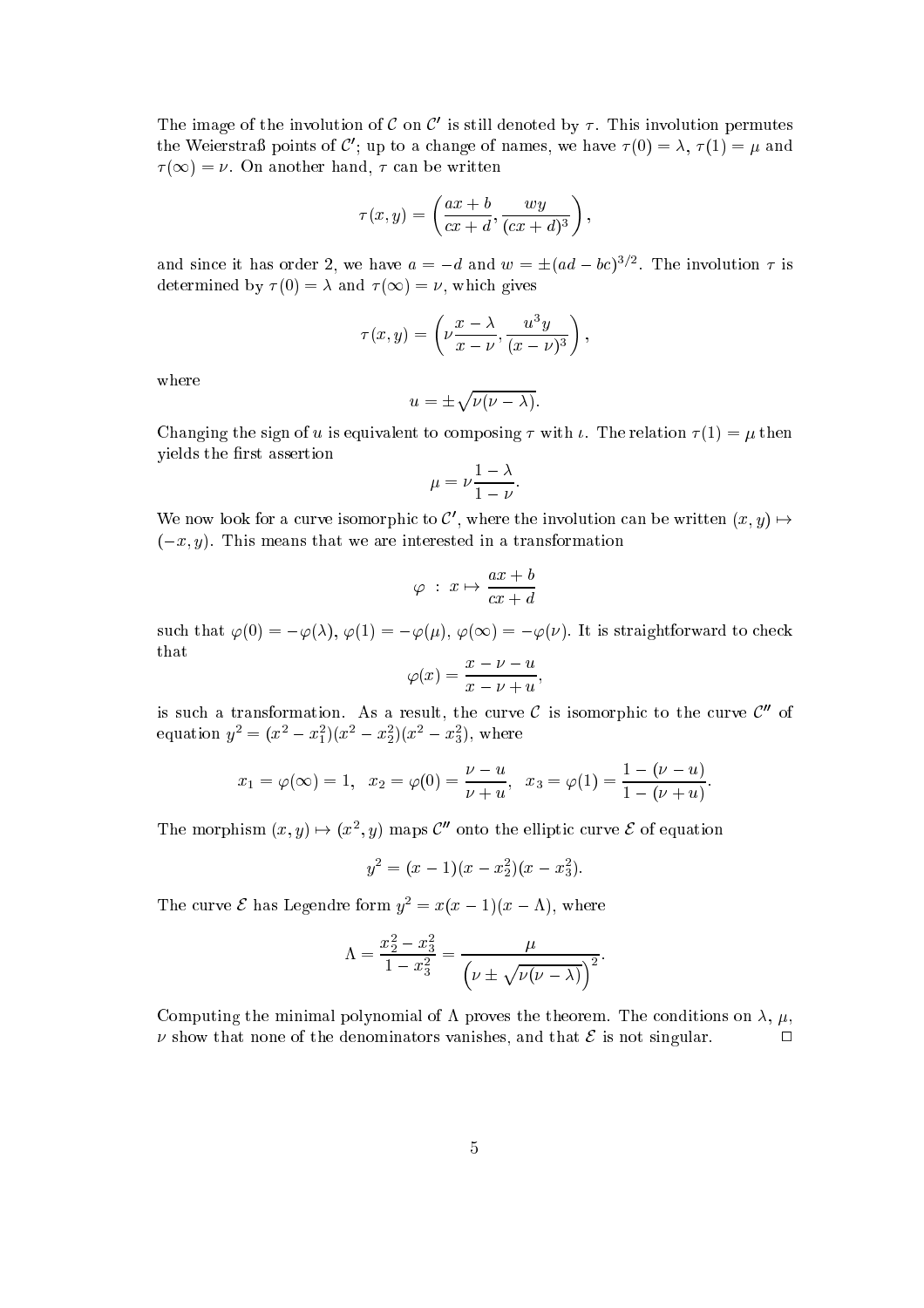The image of the involution of $\mathcal{C}$ on $\mathcal{C}'$ is still denoted by $\tau$. This involution permutes the Weierstraß points of $\mathcal{C}'$; up to a change of names, we have $\tau(0) = \lambda$, $\tau(1) = \mu$ and $\tau(\infty) = \nu$. On another hand, $\tau$ can be written

$$\tau(x, y) = \left( \frac{ax + b}{cx + d}, \frac{wy}{(cx + d)^3} \right),$$

and since it has order 2, we have $a = -d$ and $w = \pm(ad - bc)^{3/2}$. The involution $\tau$ is determined by $\tau(0) = \lambda$ and $\tau(\infty) = \nu$, which gives

$$\tau(x, y) = \left( \nu \frac{x - \lambda}{x - \nu}, \frac{u^3 y}{(x - \nu)^3} \right),$$

where

$$u = \pm\sqrt{\nu(\nu - \lambda)}.$$

Changing the sign of $u$ is equivalent to composing $\tau$ with $\iota$. The relation $\tau(1) = \mu$ then yields the first assertion

$$\mu = \nu \frac{1 - \lambda}{1 - \nu}.$$

We now look for a curve isomorphic to $\mathcal{C}'$, where the involution can be written $(x, y) \mapsto (-x, y)$. This means that we are interested in a transformation

$$\varphi \ : \ x \mapsto \frac{ax + b}{cx + d}$$

such that $\varphi(0) = -\varphi(\lambda)$, $\varphi(1) = -\varphi(\mu)$, $\varphi(\infty) = -\varphi(\nu)$. It is straightforward to check that

$$\varphi(x) = \frac{x - \nu - u}{x - \nu + u},$$

is such a transformation. As a result, the curve $\mathcal{C}$ is isomorphic to the curve $\mathcal{C}''$ of equation $y^2 = (x^2 - x_1^2)(x^2 - x_2^2)(x^2 - x_3^2)$, where

$$x_1 = \varphi(\infty) = 1, \ \ x_2 = \varphi(0) = \frac{\nu - u}{\nu + u}, \ \ x_3 = \varphi(1) = \frac{1 - (\nu - u)}{1 - (\nu + u)}.$$

The morphism $(x, y) \mapsto (x^2, y)$ maps $\mathcal{C}''$ onto the elliptic curve $\mathcal{E}$ of equation

$$y^2 = (x - 1)(x - x_2^2)(x - x_3^2).$$

The curve $\mathcal{E}$ has Legendre form $y^2 = x(x - 1)(x - \Lambda)$, where

$$\Lambda = \frac{x_2^2 - x_3^2}{1 - x_3^2} = \frac{\mu}{\left(\nu \pm \sqrt{\nu(\nu - \lambda)}\right)^2}.$$

Computing the minimal polynomial of $\Lambda$ proves the theorem. The conditions on $\lambda$, $\mu$, $\nu$ show that none of the denominators vanishes, and that $\mathcal{E}$ is not singular. $\square$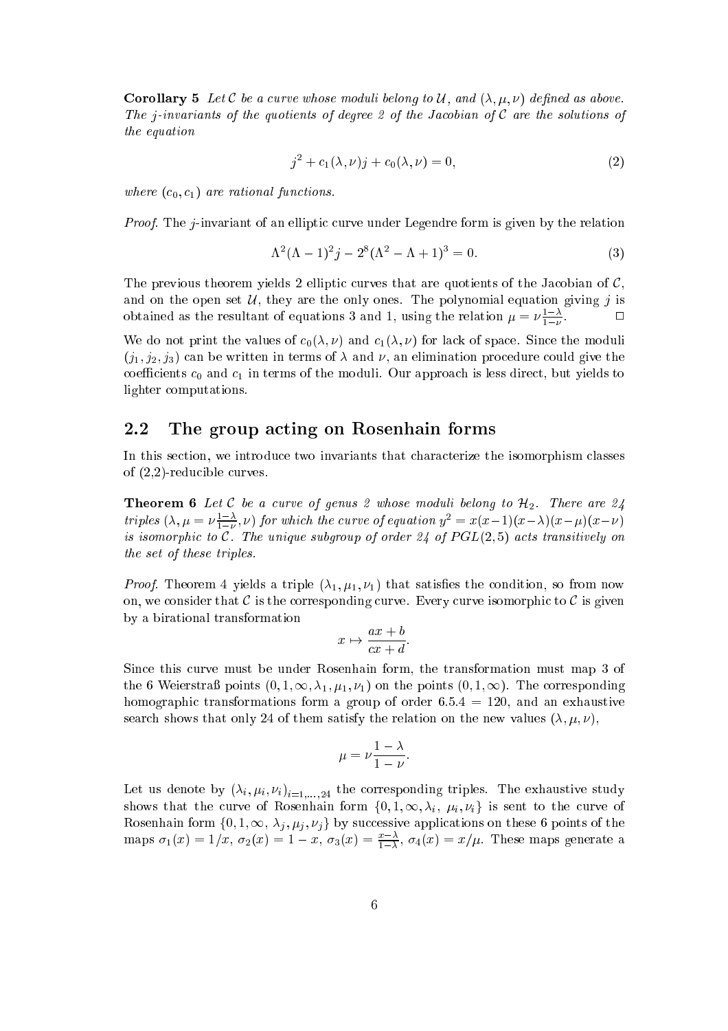**Corollary 5** *Let $\mathcal{C}$ be a curve whose moduli belong to $\mathcal{U}$, and $(\lambda, \mu, \nu)$ defined as above. The $j$-invariants of the quotients of degree 2 of the Jacobian of $\mathcal{C}$ are the solutions of the equation*

$$j^2 + c_1(\lambda, \nu) j + c_0(\lambda, \nu) = 0, \tag{2}$$

*where $(c_0, c_1)$ are rational functions.*

*Proof.* The $j$-invariant of an elliptic curve under Legendre form is given by the relation

$$\Lambda^2(\Lambda - 1)^2 j - 2^8(\Lambda^2 - \Lambda + 1)^3 = 0. \tag{3}$$

The previous theorem yields 2 elliptic curves that are quotients of the Jacobian of $\mathcal{C}$, and on the open set $\mathcal{U}$, they are the only ones. The polynomial equation giving $j$ is obtained as the resultant of equations 3 and 1, using the relation $\mu = \nu \frac{1-\lambda}{1-\nu}$. $\square$

We do not print the values of $c_0(\lambda, \nu)$ and $c_1(\lambda, \nu)$ for lack of space. Since the moduli $(j_1, j_2, j_3)$ can be written in terms of $\lambda$ and $\nu$, an elimination procedure could give the coefficients $c_0$ and $c_1$ in terms of the moduli. Our approach is less direct, but yields to lighter computations.

## 2.2 The group acting on Rosenhain forms

In this section, we introduce two invariants that characterize the isomorphism classes of (2,2)-reducible curves.

**Theorem 6** *Let $\mathcal{C}$ be a curve of genus 2 whose moduli belong to $\mathcal{H}_2$. There are 24 triples $(\lambda, \mu = \nu \frac{1-\lambda}{1-\nu}, \nu)$ for which the curve of equation $y^2 = x(x-1)(x-\lambda)(x-\mu)(x-\nu)$ is isomorphic to $\mathcal{C}$. The unique subgroup of order 24 of $PGL(2,5)$ acts transitively on the set of these triples.*

*Proof.* Theorem 4 yields a triple $(\lambda_1, \mu_1, \nu_1)$ that satisfies the condition, so from now on, we consider that $\mathcal{C}$ is the corresponding curve. Every curve isomorphic to $\mathcal{C}$ is given by a birational transformation

$$x \mapsto \frac{ax + b}{cx + d}.$$

Since this curve must be under Rosenhain form, the transformation must map 3 of the 6 Weierstraß points $(0, 1, \infty, \lambda_1, \mu_1, \nu_1)$ on the points $(0, 1, \infty)$. The corresponding homographic transformations form a group of order $6.5.4 = 120$, and an exhaustive search shows that only 24 of them satisfy the relation on the new values $(\lambda, \mu, \nu)$,

$$\mu = \nu \frac{1 - \lambda}{1 - \nu}.$$

Let us denote by $(\lambda_i, \mu_i, \nu_i)_{i=1,\ldots,24}$ the corresponding triples. The exhaustive study shows that the curve of Rosenhain form $\{0, 1, \infty, \lambda_i,\ \mu_i, \nu_i\}$ is sent to the curve of Rosenhain form $\{0, 1, \infty, \lambda_j, \mu_j, \nu_j\}$ by successive applications on these 6 points of the maps $\sigma_1(x) = 1/x$, $\sigma_2(x) = 1 - x$, $\sigma_3(x) = \frac{x-\lambda}{1-\lambda}$, $\sigma_4(x) = x/\mu$. These maps generate a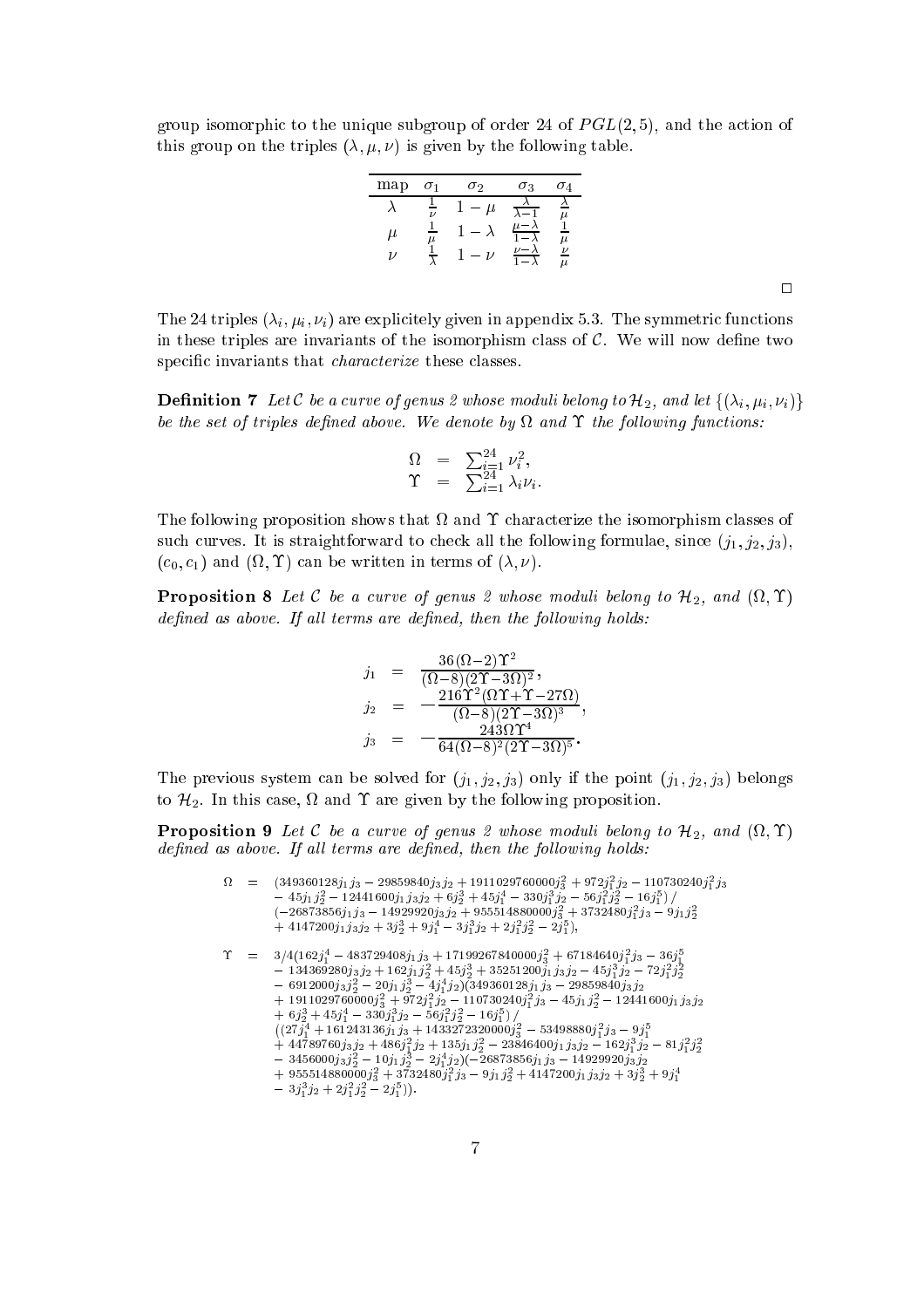group isomorphic to the unique subgroup of order 24 of $PGL(2,5)$, and the action of this group on the triples $(\lambda, \mu, \nu)$ is given by the following table.

| map | $\sigma_1$ | $\sigma_2$ | $\sigma_3$ | $\sigma_4$ |
|---|---|---|---|---|
| $\lambda$ | $\frac{1}{\nu}$ | $1-\mu$ | $\frac{\lambda}{\lambda-1}$ | $\frac{\lambda}{\mu}$ |
| $\mu$ | $\frac{1}{\mu}$ | $1-\lambda$ | $\frac{\mu-\lambda}{1-\lambda}$ | $\frac{1}{\mu}$ |
| $\nu$ | $\frac{1}{\lambda}$ | $1-\nu$ | $\frac{\nu-\lambda}{1-\lambda}$ | $\frac{\nu}{\mu}$ |

□

The 24 triples $(\lambda_i, \mu_i, \nu_i)$ are explicitely given in appendix 5.3. The symmetric functions in these triples are invariants of the isomorphism class of $\mathcal{C}$. We will now define two specific invariants that *characterize* these classes.

**Definition 7** *Let $\mathcal{C}$ be a curve of genus 2 whose moduli belong to $\mathcal{H}_2$, and let $\{(\lambda_i, \mu_i, \nu_i)\}$ be the set of triples defined above. We denote by $\Omega$ and $\Upsilon$ the following functions:*

$$\begin{aligned} \Omega &= \sum_{i=1}^{24} \nu_i^2, \\ \Upsilon &= \sum_{i=1}^{24} \lambda_i \nu_i. \end{aligned}$$

The following proposition shows that $\Omega$ and $\Upsilon$ characterize the isomorphism classes of such curves. It is straightforward to check all the following formulae, since $(j_1, j_2, j_3)$, $(c_0, c_1)$ and $(\Omega, \Upsilon)$ can be written in terms of $(\lambda, \nu)$.

**Proposition 8** *Let $\mathcal{C}$ be a curve of genus 2 whose moduli belong to $\mathcal{H}_2$, and $(\Omega, \Upsilon)$ defined as above. If all terms are defined, then the following holds:*

$$\begin{aligned} j_1 &= \frac{36(\Omega-2)\Upsilon^2}{(\Omega-8)(2\Upsilon-3\Omega)^2}, \\ j_2 &= -\frac{216\Upsilon^2(\Omega\Upsilon+\Upsilon-27\Omega)}{(\Omega-8)(2\Upsilon-3\Omega)^3}, \\ j_3 &= -\frac{243\Omega\Upsilon^4}{64(\Omega-8)^2(2\Upsilon-3\Omega)^5}. \end{aligned}$$

The previous system can be solved for $(j_1, j_2, j_3)$ only if the point $(j_1, j_2, j_3)$ belongs to $\mathcal{H}_2$. In this case, $\Omega$ and $\Upsilon$ are given by the following proposition.

**Proposition 9** *Let $\mathcal{C}$ be a curve of genus 2 whose moduli belong to $\mathcal{H}_2$, and $(\Omega, \Upsilon)$ defined as above. If all terms are defined, then the following holds:*

$$\begin{aligned} \Omega = \; & (349360128 j_1 j_3 - 29859840 j_3 j_2 + 1911029760000 j_3^2 + 972 j_1^2 j_2 - 110730240 j_1^2 j_3 \\ & - 45 j_1 j_2^2 - 12441600 j_1 j_3 j_2 + 6 j_2^3 + 45 j_1^4 - 330 j_1^3 j_2 - 56 j_1^2 j_2^2 - 16 j_1^5) \,/ \\ & (-26873856 j_1 j_3 - 14929920 j_3 j_2 + 955514880000 j_3^2 + 3732480 j_1^2 j_3 - 9 j_1 j_2^2 \\ & + 4147200 j_1 j_3 j_2 + 3 j_2^3 + 9 j_1^4 - 3 j_1^3 j_2 + 2 j_1^2 j_2^2 - 2 j_1^5), \end{aligned}$$

$$\begin{aligned} \Upsilon = \; & 3/4 (162 j_1^4 - 483729408 j_1 j_3 + 17199267840000 j_3^2 + 67184640 j_1^2 j_3 - 36 j_1^5 \\ & - 134369280 j_3 j_2 + 162 j_1 j_2^2 + 45 j_2^3 + 35251200 j_1 j_3 j_2 - 45 j_1^3 j_2 - 72 j_1^2 j_2^2 \\ & - 6912000 j_3 j_2^2 - 20 j_1 j_2^3 - 4 j_1^4 j_2)(349360128 j_1 j_3 - 29859840 j_3 j_2 \\ & + 1911029760000 j_3^2 + 972 j_1^2 j_2 - 110730240 j_1^2 j_3 - 45 j_1 j_2^2 - 12441600 j_1 j_3 j_2 \\ & + 6 j_2^3 + 45 j_1^4 - 330 j_1^3 j_2 - 56 j_1^2 j_2^2 - 16 j_1^5) \,/ \\ & ((27 j_1^4 + 161243136 j_1 j_3 + 1433272320000 j_3^2 - 53498880 j_1^2 j_3 - 9 j_1^5 \\ & + 44789760 j_3 j_2 + 486 j_1^2 j_2 + 135 j_1 j_2^2 - 23846400 j_1 j_3 j_2 - 162 j_1^3 j_2 - 81 j_1^2 j_2^2 \\ & - 3456000 j_3 j_2^2 - 10 j_1 j_2^3 - 2 j_1^4 j_2)(-26873856 j_1 j_3 - 14929920 j_3 j_2 \\ & + 955514880000 j_3^2 + 3732480 j_1^2 j_3 - 9 j_1 j_2^2 + 4147200 j_1 j_3 j_2 + 3 j_2^3 + 9 j_1^4 \\ & - 3 j_1^3 j_2 + 2 j_1^2 j_2^2 - 2 j_1^5)). \end{aligned}$$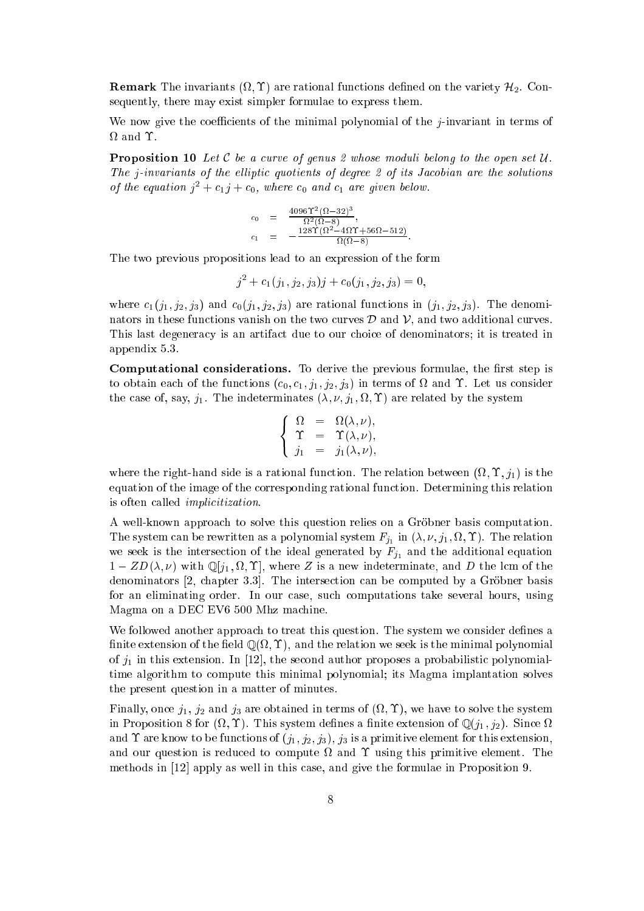**Remark** The invariants $(\Omega, \Upsilon)$ are rational functions defined on the variety $\mathcal{H}_2$. Consequently, there may exist simpler formulae to express them.

We now give the coefficients of the minimal polynomial of the $j$-invariant in terms of $\Omega$ and $\Upsilon$.

**Proposition 10** *Let $\mathcal{C}$ be a curve of genus 2 whose moduli belong to the open set $\mathcal{U}$. The $j$-invariants of the elliptic quotients of degree 2 of its Jacobian are the solutions of the equation $j^2 + c_1 j + c_0$, where $c_0$ and $c_1$ are given below.*

$$
\begin{aligned}
c_0 &= \frac{4096\Upsilon^2(\Omega-32)^3}{\Omega^2(\Omega-8)}, \\
c_1 &= -\frac{128\Upsilon(\Omega^2-4\Omega\Upsilon+56\Omega-512)}{\Omega(\Omega-8)}.
\end{aligned}
$$

The two previous propositions lead to an expression of the form

$$
j^2 + c_1(j_1, j_2, j_3)j + c_0(j_1, j_2, j_3) = 0,
$$

where $c_1(j_1, j_2, j_3)$ and $c_0(j_1, j_2, j_3)$ are rational functions in $(j_1, j_2, j_3)$. The denominators in these functions vanish on the two curves $\mathcal{D}$ and $\mathcal{V}$, and two additional curves. This last degeneracy is an artifact due to our choice of denominators; it is treated in appendix 5.3.

**Computational considerations.** To derive the previous formulae, the first step is to obtain each of the functions $(c_0, c_1, j_1, j_2, j_3)$ in terms of $\Omega$ and $\Upsilon$. Let us consider the case of, say, $j_1$. The indeterminates $(\lambda, \nu, j_1, \Omega, \Upsilon)$ are related by the system

$$
\begin{cases}
\Omega = \Omega(\lambda, \nu), \\
\Upsilon = \Upsilon(\lambda, \nu), \\
j_1 = j_1(\lambda, \nu),
\end{cases}
$$

where the right-hand side is a rational function. The relation between $(\Omega, \Upsilon, j_1)$ is the equation of the image of the corresponding rational function. Determining this relation is often called *implicitization*.

A well-known approach to solve this question relies on a Gröbner basis computation. The system can be rewritten as a polynomial system $F_{j_1}$ in $(\lambda, \nu, j_1, \Omega, \Upsilon)$. The relation we seek is the intersection of the ideal generated by $F_{j_1}$ and the additional equation $1 - ZD(\lambda, \nu)$ with $\mathbb{Q}[j_1, \Omega, \Upsilon]$, where $Z$ is a new indeterminate, and $D$ the lcm of the denominators [2, chapter 3.3]. The intersection can be computed by a Gröbner basis for an eliminating order. In our case, such computations take several hours, using Magma on a DEC EV6 500 Mhz machine.

We followed another approach to treat this question. The system we consider defines a finite extension of the field $\mathbb{Q}(\Omega, \Upsilon)$, and the relation we seek is the minimal polynomial of $j_1$ in this extension. In [12], the second author proposes a probabilistic polynomial-time algorithm to compute this minimal polynomial; its Magma implantation solves the present question in a matter of minutes.

Finally, once $j_1$, $j_2$ and $j_3$ are obtained in terms of $(\Omega, \Upsilon)$, we have to solve the system in Proposition 8 for $(\Omega, \Upsilon)$. This system defines a finite extension of $\mathbb{Q}(j_1, j_2)$. Since $\Omega$ and $\Upsilon$ are know to be functions of $(j_1, j_2, j_3)$, $j_3$ is a primitive element for this extension, and our question is reduced to compute $\Omega$ and $\Upsilon$ using this primitive element. The methods in [12] apply as well in this case, and give the formulae in Proposition 9.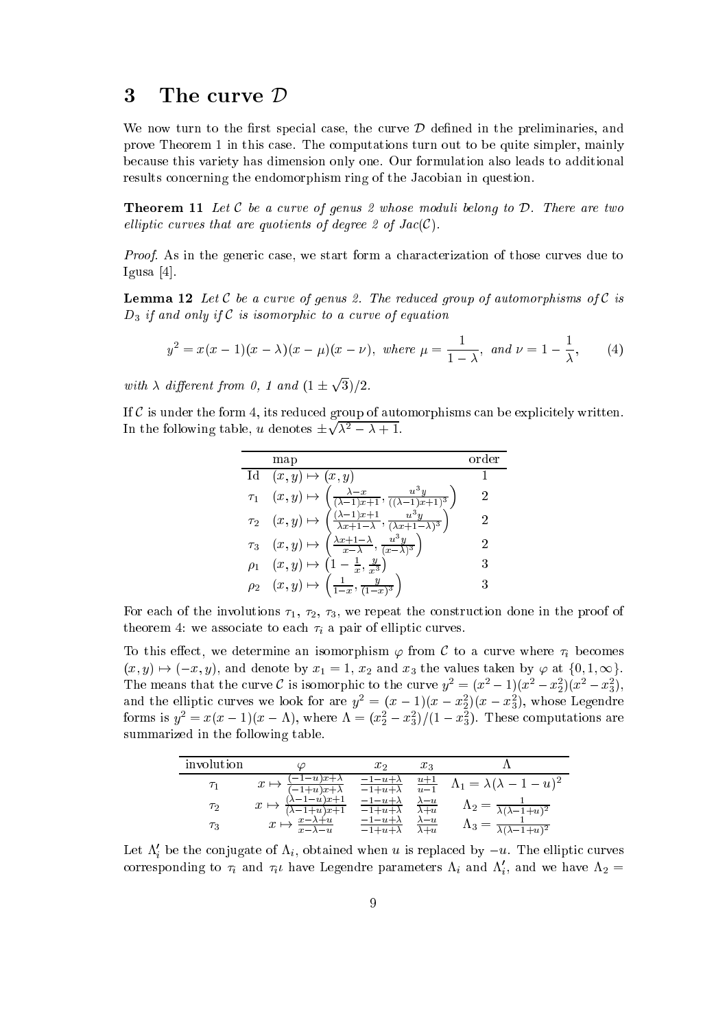# 3 The curve $\mathcal{D}$

We now turn to the first special case, the curve $\mathcal{D}$ defined in the preliminaries, and prove Theorem 1 in this case. The computations turn out to be quite simpler, mainly because this variety has dimension only one. Our formulation also leads to additional results concerning the endomorphism ring of the Jacobian in question.

**Theorem 11** *Let $\mathcal{C}$ be a curve of genus 2 whose moduli belong to $\mathcal{D}$. There are two elliptic curves that are quotients of degree 2 of Jac($\mathcal{C}$).*

*Proof.* As in the generic case, we start form a characterization of those curves due to Igusa [4].

**Lemma 12** *Let $\mathcal{C}$ be a curve of genus 2. The reduced group of automorphisms of $\mathcal{C}$ is $D_3$ if and only if $\mathcal{C}$ is isomorphic to a curve of equation*

$$y^2 = x(x-1)(x-\lambda)(x-\mu)(x-\nu), \text{ where } \mu = \frac{1}{1-\lambda}, \text{ and } \nu = 1 - \frac{1}{\lambda}, \tag{4}$$

*with $\lambda$ different from 0, 1 and $(1 \pm \sqrt{3})/2$.*

If $\mathcal{C}$ is under the form 4, its reduced group of automorphisms can be explicitely written. In the following table, $u$ denotes $\pm\sqrt{\lambda^2 - \lambda + 1}$.

| | map | order |
|---|---|---|
| Id | $(x, y) \mapsto (x, y)$ | 1 |
| $\tau_1$ | $(x, y) \mapsto \left(\frac{\lambda - x}{(\lambda-1)x+1}, \frac{u^3 y}{((\lambda-1)x+1)^3}\right)$ | 2 |
| $\tau_2$ | $(x, y) \mapsto \left(\frac{(\lambda-1)x+1}{\lambda x + 1 - \lambda}, \frac{u^3 y}{(\lambda x+1-\lambda)^3}\right)$ | 2 |
| $\tau_3$ | $(x, y) \mapsto \left(\frac{\lambda x + 1 - \lambda}{x - \lambda}, \frac{u^3 y}{(x-\lambda)^3}\right)$ | 2 |
| $\rho_1$ | $(x, y) \mapsto \left(1 - \frac{1}{x}, \frac{y}{x^3}\right)$ | 3 |
| $\rho_2$ | $(x, y) \mapsto \left(\frac{1}{1-x}, \frac{y}{(1-x)^3}\right)$ | 3 |

For each of the involutions $\tau_1$, $\tau_2$, $\tau_3$, we repeat the construction done in the proof of theorem 4: we associate to each $\tau_i$ a pair of elliptic curves.

To this effect, we determine an isomorphism $\varphi$ from $\mathcal{C}$ to a curve where $\tau_i$ becomes $(x, y) \mapsto (-x, y)$, and denote by $x_1 = 1$, $x_2$ and $x_3$ the values taken by $\varphi$ at $\{0, 1, \infty\}$. The means that the curve $\mathcal{C}$ is isomorphic to the curve $y^2 = (x^2 - 1)(x^2 - x_2^2)(x^2 - x_3^2)$, and the elliptic curves we look for are $y^2 = (x-1)(x - x_2^2)(x - x_3^2)$, whose Legendre forms is $y^2 = x(x-1)(x-\Lambda)$, where $\Lambda = (x_2^2 - x_3^2)/(1 - x_3^2)$. These computations are summarized in the following table.

| involution | $\varphi$ | $x_2$ | $x_3$ | $\Lambda$ |
|---|---|---|---|---|
| $\tau_1$ | $x \mapsto \frac{(-1-u)x+\lambda}{(-1+u)x+\lambda}$ | $\frac{-1-u+\lambda}{-1+u+\lambda}$ | $\frac{u+1}{u-1}$ | $\Lambda_1 = \lambda(\lambda - 1 - u)^2$ |
| $\tau_2$ | $x \mapsto \frac{(\lambda-1-u)x+1}{(\lambda-1+u)x+1}$ | $\frac{-1-u+\lambda}{-1+u+\lambda}$ | $\frac{\lambda-u}{\lambda+u}$ | $\Lambda_2 = \frac{1}{\lambda(\lambda-1+u)^2}$ |
| $\tau_3$ | $x \mapsto \frac{x-\lambda+u}{x-\lambda-u}$ | $\frac{-1-u+\lambda}{-1+u+\lambda}$ | $\frac{\lambda-u}{\lambda+u}$ | $\Lambda_3 = \frac{1}{\lambda(\lambda-1+u)^2}$ |

Let $\Lambda_i'$ be the conjugate of $\Lambda_i$, obtained when $u$ is replaced by $-u$. The elliptic curves corresponding to $\tau_i$ and $\tau_i\iota$ have Legendre parameters $\Lambda_i$ and $\Lambda_i'$, and we have $\Lambda_2 =$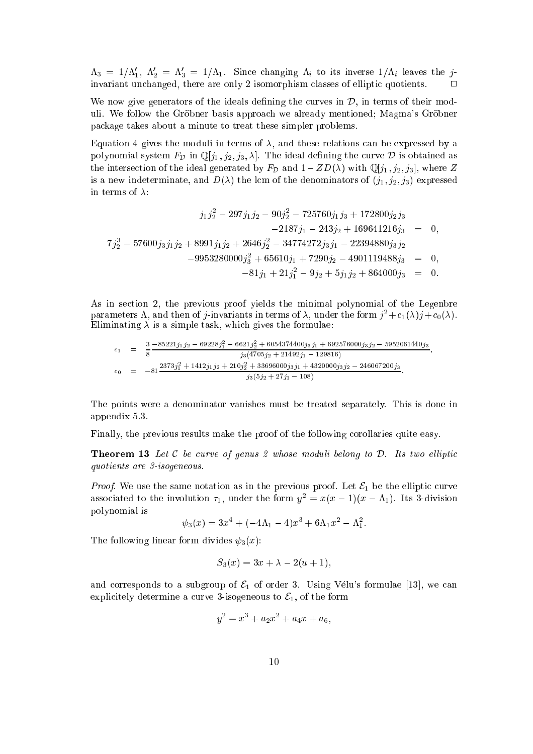$\Lambda_3 = 1/\Lambda_1'$, $\Lambda_2' = \Lambda_3' = 1/\Lambda_1$. Since changing $\Lambda_i$ to its inverse $1/\Lambda_i$ leaves the $j$-invariant unchanged, there are only 2 isomorphism classes of elliptic quotients. $\square$

We now give generators of the ideals defining the curves in $\mathcal{D}$, in terms of their moduli. We follow the Gröbner basis approach we already mentioned; Magma's Gröbner package takes about a minute to treat these simpler problems.

Equation 4 gives the moduli in terms of $\lambda$, and these relations can be expressed by a polynomial system $F_{\mathcal{D}}$ in $\mathbb{Q}[j_1, j_2, j_3, \lambda]$. The ideal defining the curve $\mathcal{D}$ is obtained as the intersection of the ideal generated by $F_{\mathcal{D}}$ and $1 - ZD(\lambda)$ with $\mathbb{Q}[j_1, j_2, j_3]$, where $Z$ is a new indeterminate, and $D(\lambda)$ the lcm of the denominators of $(j_1, j_2, j_3)$ expressed in terms of $\lambda$:

$$
\begin{aligned}
j_1 j_2^2 - 297 j_1 j_2 - 90 j_2^2 - 725760 j_1 j_3 + 172800 j_2 j_3 & \\
-2187 j_1 - 243 j_2 + 169641216 j_3 &= 0, \\
7 j_2^3 - 57600 j_3 j_1 j_2 + 8991 j_1 j_2 + 2646 j_2^2 - 34774272 j_3 j_1 - 22394880 j_3 j_2 & \\
-9953280000 j_3^2 + 65610 j_1 + 7290 j_2 - 4901119488 j_3 &= 0, \\
-81 j_1 + 21 j_1^2 - 9 j_2 + 5 j_1 j_2 + 864000 j_3 &= 0.
\end{aligned}
$$

As in section 2, the previous proof yields the minimal polynomial of the Legenbre parameters $\Lambda$, and then of $j$-invariants in terms of $\lambda$, under the form $j^2 + c_1(\lambda) j + c_0(\lambda)$. Eliminating $\lambda$ is a simple task, which gives the formulae:

$$
\begin{aligned}
c_1 &= \frac{3}{8} \frac{-85221 j_1 j_2 - 69228 j_1^2 - 6621 j_2^2 + 6054374400 j_3 j_1 + 692576000 j_3 j_2 - 5952061440 j_3}{j_3 (4705 j_2 + 21492 j_1 - 129816)}, \\
c_0 &= -81 \frac{2373 j_1^2 + 1412 j_1 j_2 + 210 j_2^2 + 33696000 j_3 j_1 + 4320000 j_3 j_2 - 246067200 j_3}{j_3 (5 j_2 + 27 j_1 - 108)}.
\end{aligned}
$$

The points were a denominator vanishes must be treated separately. This is done in appendix 5.3.

Finally, the previous results make the proof of the following corollaries quite easy.

**Theorem 13** *Let $\mathcal{C}$ be curve of genus 2 whose moduli belong to $\mathcal{D}$. Its two elliptic quotients are 3-isogeneous.*

*Proof.* We use the same notation as in the previous proof. Let $\mathcal{E}_1$ be the elliptic curve associated to the involution $\tau_1$, under the form $y^2 = x(x-1)(x-\Lambda_1)$. Its 3-division polynomial is

$$\psi_3(x) = 3x^4 + (-4\Lambda_1 - 4)x^3 + 6\Lambda_1 x^2 - \Lambda_1^2.$$

The following linear form divides $\psi_3(x)$:

$$S_3(x) = 3x + \lambda - 2(u+1),$$

and corresponds to a subgroup of $\mathcal{E}_1$ of order 3. Using Vélu's formulae [13], we can explicitely determine a curve 3-isogeneous to $\mathcal{E}_1$, of the form

$$y^2 = x^3 + a_2 x^2 + a_4 x + a_6,$$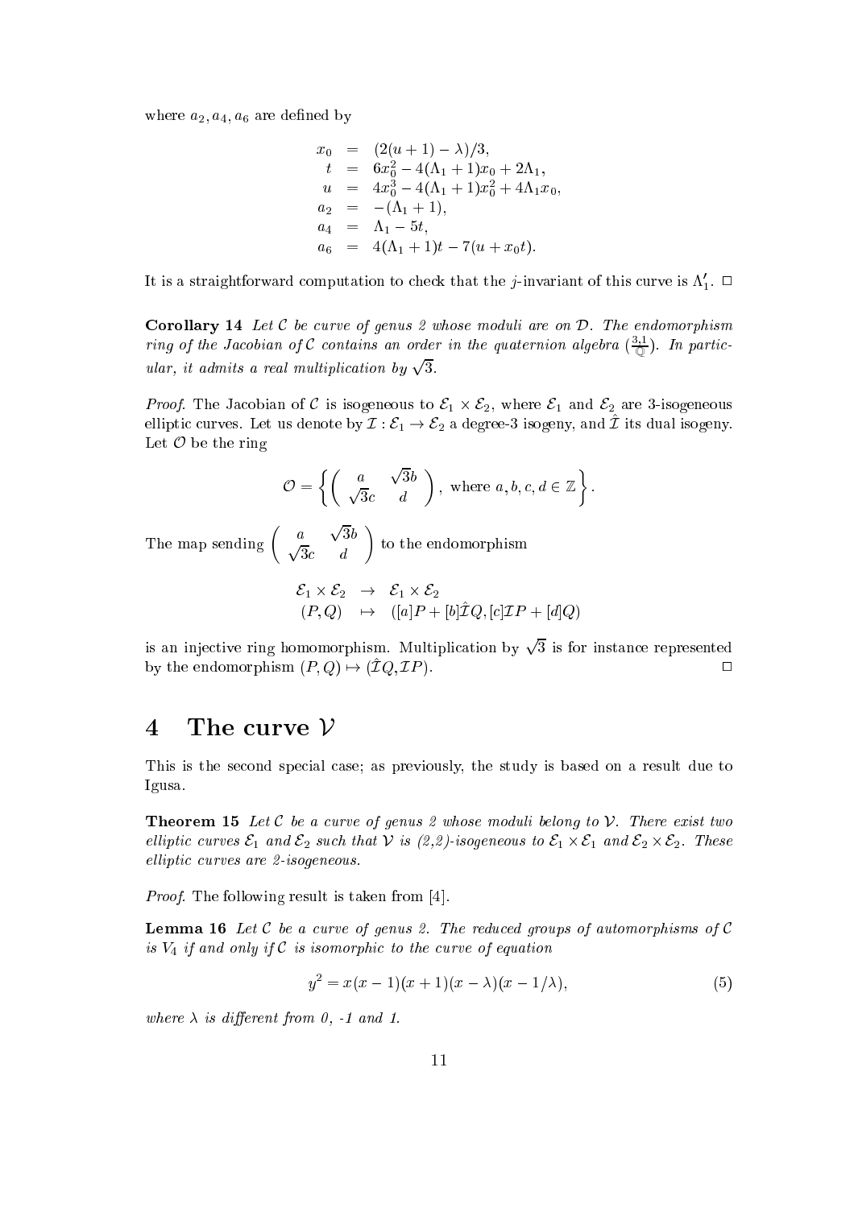where $a_2, a_4, a_6$ are defined by

$$
\begin{aligned}
x_0 &= (2(u+1)-\lambda)/3, \\
t &= 6x_0^2 - 4(\Lambda_1+1)x_0 + 2\Lambda_1, \\
u &= 4x_0^3 - 4(\Lambda_1+1)x_0^2 + 4\Lambda_1 x_0, \\
a_2 &= -(\Lambda_1+1), \\
a_4 &= \Lambda_1 - 5t, \\
a_6 &= 4(\Lambda_1+1)t - 7(u + x_0 t).
\end{aligned}
$$

It is a straightforward computation to check that the $j$-invariant of this curve is $\Lambda_1'$. □

**Corollary 14** *Let $\mathcal{C}$ be curve of genus 2 whose moduli are on $\mathcal{D}$. The endomorphism ring of the Jacobian of $\mathcal{C}$ contains an order in the quaternion algebra $(\frac{3,1}{\mathbb{Q}})$. In particular, it admits a real multiplication by $\sqrt{3}$.*

*Proof.* The Jacobian of $\mathcal{C}$ is isogeneous to $\mathcal{E}_1 \times \mathcal{E}_2$, where $\mathcal{E}_1$ and $\mathcal{E}_2$ are 3-isogeneous elliptic curves. Let us denote by $\mathcal{I} : \mathcal{E}_1 \to \mathcal{E}_2$ a degree-3 isogeny, and $\hat{\mathcal{I}}$ its dual isogeny. Let $\mathcal{O}$ be the ring

$$
\mathcal{O} = \left\{ \begin{pmatrix} a & \sqrt{3}b \\ \sqrt{3}c & d \end{pmatrix}, \text{ where } a, b, c, d \in \mathbb{Z} \right\}.
$$

The map sending $\begin{pmatrix} a & \sqrt{3}b \\ \sqrt{3}c & d \end{pmatrix}$ to the endomorphism

$$
\begin{aligned}
\mathcal{E}_1 \times \mathcal{E}_2 &\to \mathcal{E}_1 \times \mathcal{E}_2 \\
(P, Q) &\mapsto ([a]P + [b]\hat{\mathcal{I}}Q, [c]\mathcal{I}P + [d]Q)
\end{aligned}
$$

is an injective ring homomorphism. Multiplication by $\sqrt{3}$ is for instance represented by the endomorphism $(P, Q) \mapsto (\hat{\mathcal{I}}Q, \mathcal{I}P)$. □

# 4 The curve $\mathcal{V}$

This is the second special case; as previously, the study is based on a result due to Igusa.

**Theorem 15** *Let $\mathcal{C}$ be a curve of genus 2 whose moduli belong to $\mathcal{V}$. There exist two elliptic curves $\mathcal{E}_1$ and $\mathcal{E}_2$ such that $\mathcal{V}$ is (2,2)-isogeneous to $\mathcal{E}_1 \times \mathcal{E}_1$ and $\mathcal{E}_2 \times \mathcal{E}_2$. These elliptic curves are 2-isogeneous.*

*Proof.* The following result is taken from [4].

**Lemma 16** *Let $\mathcal{C}$ be a curve of genus 2. The reduced groups of automorphisms of $\mathcal{C}$ is $V_4$ if and only if $\mathcal{C}$ is isomorphic to the curve of equation*

$$
y^2 = x(x-1)(x+1)(x-\lambda)(x-1/\lambda), \tag{5}
$$

*where $\lambda$ is different from 0, -1 and 1.*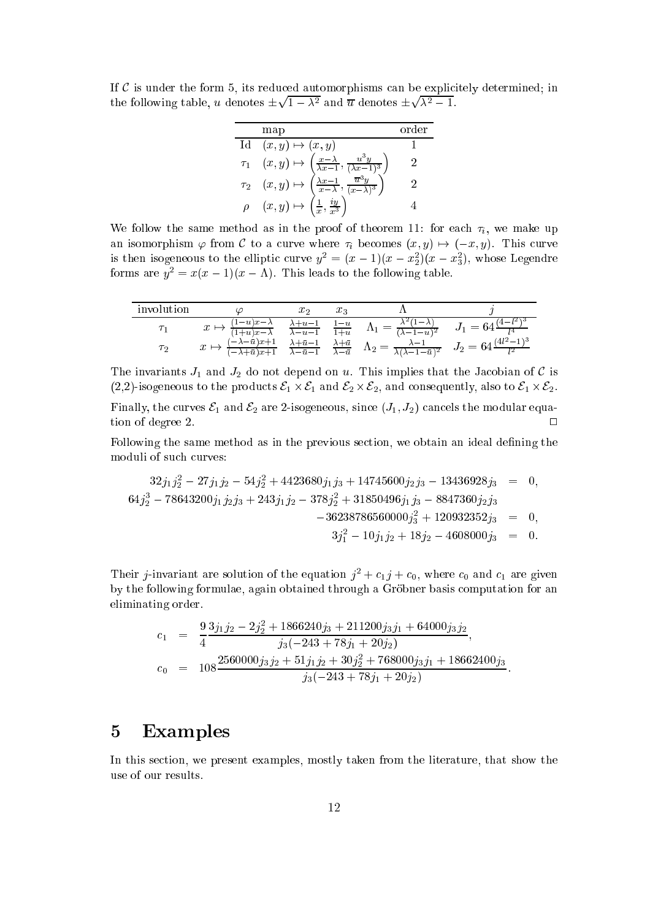If $\mathcal{C}$ is under the form 5, its reduced automorphisms can be explicitely determined; in the following table, $u$ denotes $\pm\sqrt{1-\lambda^2}$ and $\overline{u}$ denotes $\pm\sqrt{\lambda^2-1}$.

| | map | order |
|---|---|---|
| Id | $(x,y) \mapsto (x,y)$ | 1 |
| $\tau_1$ | $(x,y) \mapsto \left(\frac{x-\lambda}{\lambda x-1}, \frac{u^3 y}{(\lambda x-1)^3}\right)$ | 2 |
| $\tau_2$ | $(x,y) \mapsto \left(\frac{\lambda x-1}{x-\lambda}, \frac{\overline{u}^3 y}{(x-\lambda)^3}\right)$ | 2 |
| $\rho$ | $(x,y) \mapsto \left(\frac{1}{x}, \frac{iy}{x^3}\right)$ | 4 |

We follow the same method as in the proof of theorem 11: for each $\tau_i$, we make up an isomorphism $\varphi$ from $\mathcal{C}$ to a curve where $\tau_i$ becomes $(x,y) \mapsto (-x,y)$. This curve is then isogeneous to the elliptic curve $y^2 = (x-1)(x-x_2^2)(x-x_3^2)$, whose Legendre forms are $y^2 = x(x-1)(x-\Lambda)$. This leads to the following table.

| involution | $\varphi$ | $x_2$ | $x_3$ | $\Lambda$ | $j$ |
|---|---|---|---|---|---|
| $\tau_1$ | $x \mapsto \frac{(1-u)x-\lambda}{(1+u)x-\lambda}$ | $\frac{\lambda+u-1}{\lambda-u-1}$ | $\frac{1-u}{1+u}$ | $\Lambda_1 = \frac{\lambda^2(1-\lambda)}{(\lambda-1-u)^2}$ | $J_1 = 64\frac{(4-l^2)^3}{l^4}$ |
| $\tau_2$ | $x \mapsto \frac{(-\lambda-\bar{u})x+1}{(-\lambda+\bar{u})x+1}$ | $\frac{\lambda+\bar{u}-1}{\lambda-\bar{u}-1}$ | $\frac{\lambda+\bar{u}}{\lambda-\bar{u}}$ | $\Lambda_2 = \frac{\lambda-1}{\lambda(\lambda-1-\bar{u})^2}$ | $J_2 = 64\frac{(4l^2-1)^3}{l^2}$ |

The invariants $J_1$ and $J_2$ do not depend on $u$. This implies that the Jacobian of $\mathcal{C}$ is (2,2)-isogeneous to the products $\mathcal{E}_1 \times \mathcal{E}_1$ and $\mathcal{E}_2 \times \mathcal{E}_2$, and consequently, also to $\mathcal{E}_1 \times \mathcal{E}_2$.

Finally, the curves $\mathcal{E}_1$ and $\mathcal{E}_2$ are 2-isogeneous, since $(J_1, J_2)$ cancels the modular equation of degree 2. $\square$

Following the same method as in the previous section, we obtain an ideal defining the moduli of such curves:

$$
\begin{aligned}
32j_1j_2^2 - 27j_1j_2 - 54j_2^2 + 4423680j_1j_3 + 14745600j_2j_3 - 13436928j_3 &= 0,\\
64j_2^3 - 78643200j_1j_2j_3 + 243j_1j_2 - 378j_2^2 + 31850496j_1j_3 - 8847360j_2j_3 &\\
-36238786560000j_3^2 + 120932352j_3 &= 0,\\
3j_1^2 - 10j_1j_2 + 18j_2 - 4608000j_3 &= 0.
\end{aligned}
$$

Their $j$-invariant are solution of the equation $j^2 + c_1 j + c_0$, where $c_0$ and $c_1$ are given by the following formulae, again obtained through a Gröbner basis computation for an eliminating order.

$$
\begin{aligned}
c_1 &= \frac{9}{4}\frac{3j_1j_2 - 2j_2^2 + 1866240j_3 + 211200j_3j_1 + 64000j_3j_2}{j_3(-243 + 78j_1 + 20j_2)},\\
c_0 &= 108\frac{2560000j_3j_2 + 51j_1j_2 + 30j_2^2 + 768000j_3j_1 + 18662400j_3}{j_3(-243 + 78j_1 + 20j_2)}.
\end{aligned}
$$

# 5 Examples

In this section, we present examples, mostly taken from the literature, that show the use of our results.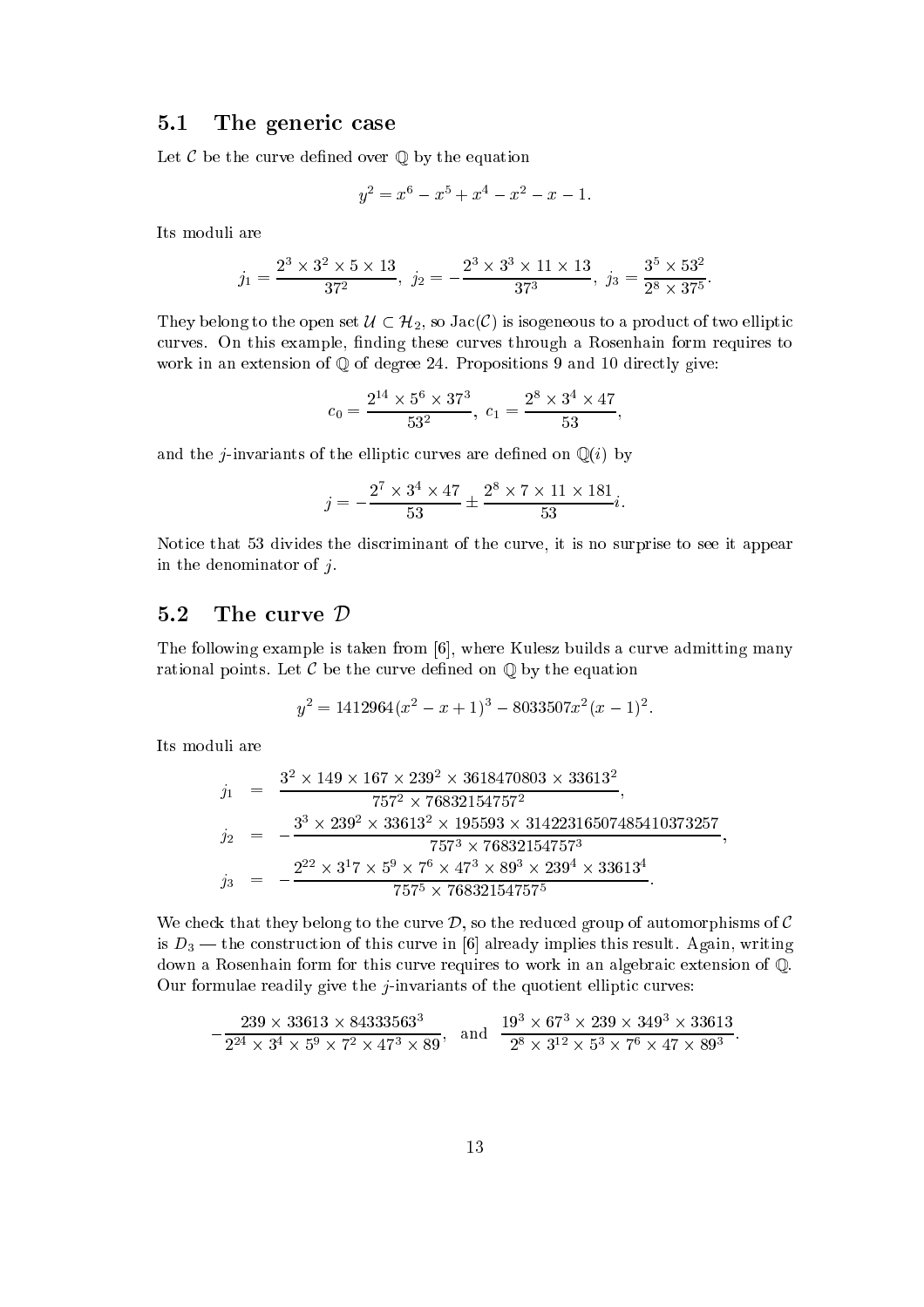### 5.1 The generic case

Let $\mathcal{C}$ be the curve defined over $\mathbb{Q}$ by the equation

$$y^2 = x^6 - x^5 + x^4 - x^2 - x - 1.$$

Its moduli are

$$j_1 = \frac{2^3 \times 3^2 \times 5 \times 13}{37^2},\ j_2 = -\frac{2^3 \times 3^3 \times 11 \times 13}{37^3},\ j_3 = \frac{3^5 \times 53^2}{2^8 \times 37^5}.$$

They belong to the open set $\mathcal{U} \subset \mathcal{H}_2$, so $\mathrm{Jac}(\mathcal{C})$ is isogeneous to a product of two elliptic curves. On this example, finding these curves through a Rosenhain form requires to work in an extension of $\mathbb{Q}$ of degree 24. Propositions 9 and 10 directly give:

$$c_0 = \frac{2^{14} \times 5^6 \times 37^3}{53^2},\ c_1 = \frac{2^8 \times 3^4 \times 47}{53},$$

and the $j$-invariants of the elliptic curves are defined on $\mathbb{Q}(i)$ by

$$j = -\frac{2^7 \times 3^4 \times 47}{53} \pm \frac{2^8 \times 7 \times 11 \times 181}{53} i.$$

Notice that 53 divides the discriminant of the curve, it is no surprise to see it appear in the denominator of $j$.

### 5.2 The curve $\mathcal{D}$

The following example is taken from [6], where Kulesz builds a curve admitting many rational points. Let $\mathcal{C}$ be the curve defined on $\mathbb{Q}$ by the equation

$$y^2 = 1412964(x^2 - x + 1)^3 - 8033507x^2(x-1)^2.$$

Its moduli are

$$\begin{aligned}
j_1 &= \frac{3^2 \times 149 \times 167 \times 239^2 \times 3618470803 \times 33613^2}{757^2 \times 76832154757^2}, \\
j_2 &= -\frac{3^3 \times 239^2 \times 33613^2 \times 195593 \times 31422316507485410373257}{757^3 \times 76832154757^3}, \\
j_3 &= -\frac{2^{22} \times 3^17 \times 5^9 \times 7^6 \times 47^3 \times 89^3 \times 239^4 \times 33613^4}{757^5 \times 76832154757^5}.
\end{aligned}$$

We check that they belong to the curve $\mathcal{D}$, so the reduced group of automorphisms of $\mathcal{C}$ is $D_3$ — the construction of this curve in [6] already implies this result. Again, writing down a Rosenhain form for this curve requires to work in an algebraic extension of $\mathbb{Q}$. Our formulae readily give the $j$-invariants of the quotient elliptic curves:

$$-\frac{239 \times 33613 \times 84333563^3}{2^{24} \times 3^4 \times 5^9 \times 7^2 \times 47^3 \times 89}, \quad \text{and} \quad \frac{19^3 \times 67^3 \times 239 \times 349^3 \times 33613}{2^8 \times 3^{12} \times 5^3 \times 7^6 \times 47 \times 89^3}.$$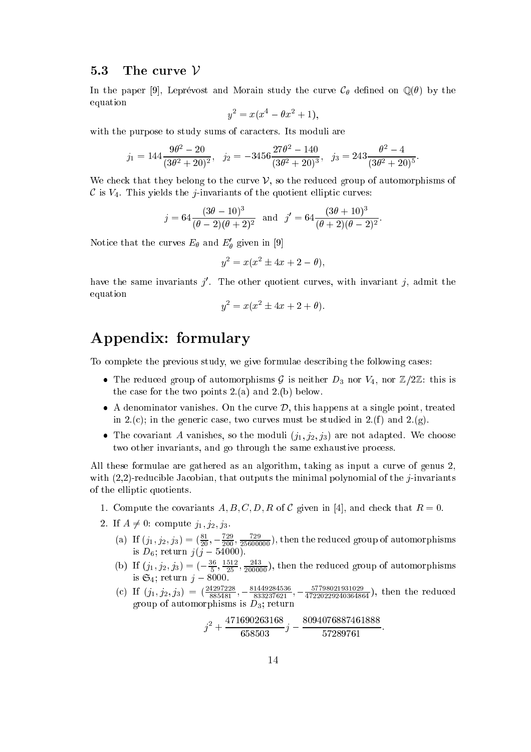### 5.3 The curve $\mathcal{V}$

In the paper [9], Leprévost and Morain study the curve $\mathcal{C}_\theta$ defined on $\mathbb{Q}(\theta)$ by the equation

$$y^2 = x(x^4 - \theta x^2 + 1),$$

with the purpose to study sums of caracters. Its moduli are

$$j_1 = 144\frac{9\theta^2 - 20}{(3\theta^2+20)^2}, \quad j_2 = -3456\frac{27\theta^2 - 140}{(3\theta^2+20)^3}, \quad j_3 = 243\frac{\theta^2 - 4}{(3\theta^2+20)^5}.$$

We check that they belong to the curve $\mathcal{V}$, so the reduced group of automorphisms of $\mathcal{C}$ is $V_4$. This yields the $j$-invariants of the quotient elliptic curves:

$$j = 64\frac{(3\theta - 10)^3}{(\theta-2)(\theta+2)^2} \quad \text{and} \quad j' = 64\frac{(3\theta+10)^3}{(\theta+2)(\theta-2)^2}.$$

Notice that the curves $E_\theta$ and $E'_\theta$ given in [9]

$$y^2 = x(x^2 \pm 4x + 2 - \theta),$$

have the same invariants $j'$. The other quotient curves, with invariant $j$, admit the equation

$$y^2 = x(x^2 \pm 4x + 2 + \theta).$$

# Appendix: formulary

To complete the previous study, we give formulae describing the following cases:

- The reduced group of automorphisms $\mathcal{G}$ is neither $D_3$ nor $V_4$, nor $\mathbb{Z}/2\mathbb{Z}$: this is the case for the two points 2.(a) and 2.(b) below.
- A denominator vanishes. On the curve $\mathcal{D}$, this happens at a single point, treated in 2.(c); in the generic case, two curves must be studied in 2.(f) and 2.(g).
- The covariant $A$ vanishes, so the moduli $(j_1, j_2, j_3)$ are not adapted. We choose two other invariants, and go through the same exhaustive process.

All these formulae are gathered as an algorithm, taking as input a curve of genus 2, with (2,2)-reducible Jacobian, that outputs the minimal polynomial of the $j$-invariants of the elliptic quotients.

1. Compute the covariants $A, B, C, D, R$ of $\mathcal{C}$ given in [4], and check that $R = 0$.
2. If $A \neq 0$: compute $j_1, j_2, j_3$.
   (a) If $(j_1, j_2, j_3) = (\frac{81}{20}, -\frac{729}{200}, \frac{729}{25600000})$, then the reduced group of automorphisms is $D_6$; return $j(j - 54000)$.
   (b) If $(j_1, j_2, j_3) = (-\frac{36}{5}, \frac{1512}{25}, \frac{243}{200000})$, then the reduced group of automorphisms is $\mathfrak{S}_4$; return $j - 8000$.
   (c) If $(j_1, j_2, j_3) = (\frac{24297228}{885481}, -\frac{81449284536}{833237621}, -\frac{57798021931029}{47220229240364864})$, then the reduced group of automorphisms is $D_3$; return

$$j^2 + \frac{471690263168}{658503}j - \frac{8094076887461888}{57289761}.$$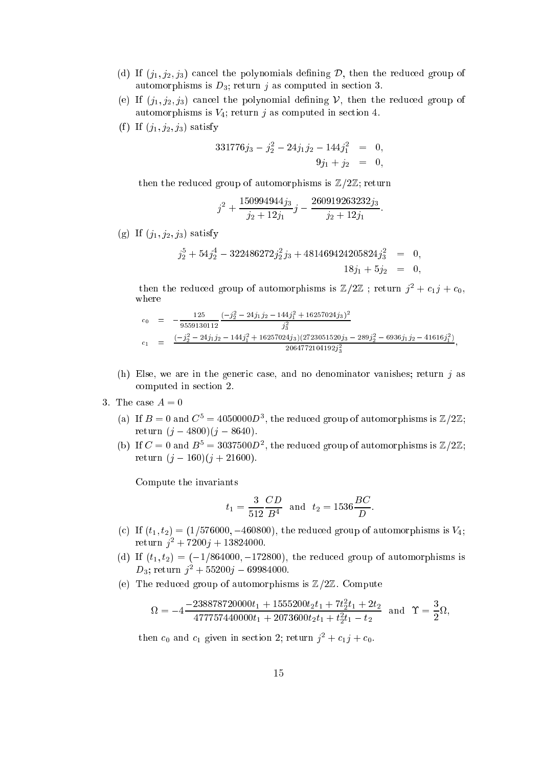(d) If $(j_1, j_2, j_3)$ cancel the polynomials defining $\mathcal{D}$, then the reduced group of automorphisms is $D_3$; return $j$ as computed in section 3.

(e) If $(j_1, j_2, j_3)$ cancel the polynomial defining $\mathcal{V}$, then the reduced group of automorphisms is $V_4$; return $j$ as computed in section 4.

(f) If $(j_1, j_2, j_3)$ satisfy

$$
\begin{aligned}
331776 j_3 - j_2^2 - 24 j_1 j_2 - 144 j_1^2 &= 0, \\
9 j_1 + j_2 &= 0,
\end{aligned}
$$

then the reduced group of automorphisms is $\mathbb{Z}/2\mathbb{Z}$; return

$$
j^2 + \frac{150994944 j_3}{j_2 + 12 j_1} j - \frac{260919263232 j_3}{j_2 + 12 j_1}.
$$

(g) If $(j_1, j_2, j_3)$ satisfy

$$
\begin{aligned}
j_2^5 + 54 j_2^4 - 322486272 j_2^2 j_3 + 481469424205824 j_3^2 &= 0, \\
18 j_1 + 5 j_2 &= 0,
\end{aligned}
$$

then the reduced group of automorphisms is $\mathbb{Z}/2\mathbb{Z}$ ; return $j^2 + c_1 j + c_0$, where

$$
\begin{aligned}
c_0 &= -\frac{125}{9559130112} \frac{(-j_2^2 - 24 j_1 j_2 - 144 j_1^2 + 16257024 j_3)^2}{j_3^2} \\
c_1 &= \frac{(-j_2^2 - 24 j_1 j_2 - 144 j_1^2 + 16257024 j_3)(2723051520 j_3 - 289 j_2^2 - 6936 j_1 j_2 - 41616 j_1^2)}{2064772104192 j_3^2},
\end{aligned}
$$

(h) Else, we are in the generic case, and no denominator vanishes; return $j$ as computed in section 2.

3. The case $A = 0$

(a) If $B = 0$ and $C^5 = 4050000 D^3$, the reduced group of automorphisms is $\mathbb{Z}/2\mathbb{Z}$; return $(j - 4800)(j - 8640)$.

(b) If $C = 0$ and $B^5 = 3037500 D^2$, the reduced group of automorphisms is $\mathbb{Z}/2\mathbb{Z}$; return $(j - 160)(j + 21600)$.

Compute the invariants

$$
t_1 = \frac{3}{512} \frac{CD}{B^4} \quad \text{and} \quad t_2 = 1536 \frac{BC}{D}.
$$

(c) If $(t_1, t_2) = (1/576000, -460800)$, the reduced group of automorphisms is $V_4$; return $j^2 + 7200 j + 13824000$.

(d) If $(t_1, t_2) = (-1/864000, -172800)$, the reduced group of automorphisms is $D_3$; return $j^2 + 55200 j - 69984000$.

(e) The reduced group of automorphisms is $\mathbb{Z}/2\mathbb{Z}$. Compute

$$
\Omega = -4 \frac{-238878720000 t_1 + 1555200 t_2 t_1 + 7 t_2^2 t_1 + 2 t_2}{477757440000 t_1 + 2073600 t_2 t_1 + t_2^2 t_1 - t_2} \quad \text{and} \quad \Upsilon = \frac{3}{2} \Omega,
$$

then $c_0$ and $c_1$ given in section 2; return $j^2 + c_1 j + c_0$.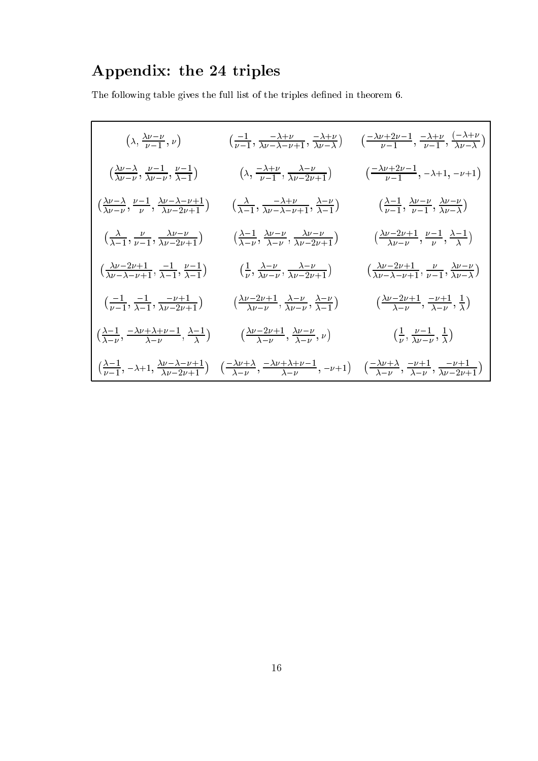## Appendix: the 24 triples

The following table gives the full list of the triples defined in theorem 6.

| | | |
|---|---|---|
| $\left(\lambda, \frac{\lambda\nu-\nu}{\nu-1}, \nu\right)$ | $\left(\frac{-1}{\nu-1}, \frac{-\lambda+\nu}{\lambda\nu-\lambda-\nu+1}, \frac{-\lambda+\nu}{\lambda\nu-\lambda}\right)$ | $\left(\frac{-\lambda\nu+2\nu-1}{\nu-1}, \frac{-\lambda+\nu}{\nu-1}, \frac{(-\lambda+\nu}{\lambda\nu-\lambda}\right)$ |
| $\left(\frac{\lambda\nu-\lambda}{\lambda\nu-\nu}, \frac{\nu-1}{\lambda\nu-\nu}, \frac{\nu-1}{\lambda-1}\right)$ | $\left(\lambda, \frac{-\lambda+\nu}{\nu-1}, \frac{\lambda-\nu}{\lambda\nu-2\nu+1}\right)$ | $\left(\frac{-\lambda\nu+2\nu-1}{\nu-1}, -\lambda+1, -\nu+1\right)$ |
| $\left(\frac{\lambda\nu-\lambda}{\lambda\nu-\nu}, \frac{\nu-1}{\nu}, \frac{\lambda\nu-\lambda-\nu+1}{\lambda\nu-2\nu+1}\right)$ | $\left(\frac{\lambda}{\lambda-1}, \frac{-\lambda+\nu}{\lambda\nu-\lambda-\nu+1}, \frac{\lambda-\nu}{\lambda-1}\right)$ | $\left(\frac{\lambda-1}{\nu-1}, \frac{\lambda\nu-\nu}{\nu-1}, \frac{\lambda\nu-\nu}{\lambda\nu-\lambda}\right)$ |
| $\left(\frac{\lambda}{\lambda-1}, \frac{\nu}{\nu-1}, \frac{\lambda\nu-\nu}{\lambda\nu-2\nu+1}\right)$ | $\left(\frac{\lambda-1}{\lambda-\nu}, \frac{\lambda\nu-\nu}{\lambda-\nu}, \frac{\lambda\nu-\nu}{\lambda\nu-2\nu+1}\right)$ | $\left(\frac{\lambda\nu-2\nu+1}{\lambda\nu-\nu}, \frac{\nu-1}{\nu}, \frac{\lambda-1}{\lambda}\right)$ |
| $\left(\frac{\lambda\nu-2\nu+1}{\lambda\nu-\lambda-\nu+1}, \frac{-1}{\lambda-1}, \frac{\nu-1}{\lambda-1}\right)$ | $\left(\frac{1}{\nu}, \frac{\lambda-\nu}{\lambda\nu-\nu}, \frac{\lambda-\nu}{\lambda\nu-2\nu+1}\right)$ | $\left(\frac{\lambda\nu-2\nu+1}{\lambda\nu-\lambda-\nu+1}, \frac{\nu}{\nu-1}, \frac{\lambda\nu-\nu}{\lambda\nu-\lambda}\right)$ |
| $\left(\frac{-1}{\nu-1}, \frac{-1}{\lambda-1}, \frac{-\nu+1}{\lambda\nu-2\nu+1}\right)$ | $\left(\frac{\lambda\nu-2\nu+1}{\lambda\nu-\nu}, \frac{\lambda-\nu}{\lambda\nu-\nu}, \frac{\lambda-\nu}{\lambda-1}\right)$ | $\left(\frac{\lambda\nu-2\nu+1}{\lambda-\nu}, \frac{-\nu+1}{\lambda-\nu}, \frac{1}{\lambda}\right)$ |
| $\left(\frac{\lambda-1}{\lambda-\nu}, \frac{-\lambda\nu+\lambda+\nu-1}{\lambda-\nu}, \frac{\lambda-1}{\lambda}\right)$ | $\left(\frac{\lambda\nu-2\nu+1}{\lambda-\nu}, \frac{\lambda\nu-\nu}{\lambda-\nu}, \nu\right)$ | $\left(\frac{1}{\nu}, \frac{\nu-1}{\lambda\nu-\nu}, \frac{1}{\lambda}\right)$ |
| $\left(\frac{\lambda-1}{\nu-1}, -\lambda+1, \frac{\lambda\nu-\lambda-\nu+1}{\lambda\nu-2\nu+1}\right)$ | $\left(\frac{-\lambda\nu+\lambda}{\lambda-\nu}, \frac{-\lambda\nu+\lambda+\nu-1}{\lambda-\nu}, -\nu+1\right)$ | $\left(\frac{-\lambda\nu+\lambda}{\lambda-\nu}, \frac{-\nu+1}{\lambda-\nu}, \frac{-\nu+1}{\lambda\nu-2\nu+1}\right)$ |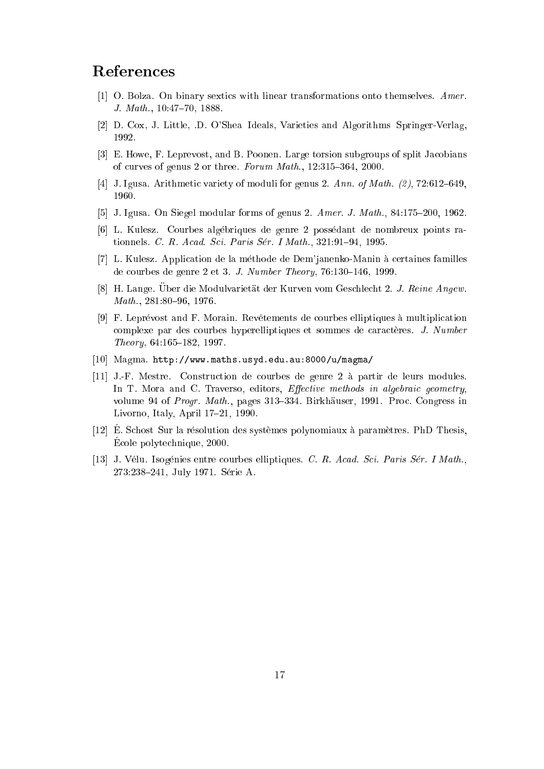# References

[1] O. Bolza. On binary sextics with linear transformations onto themselves. *Amer. J. Math.*, 10:47–70, 1888.

[2] D. Cox, J. Little, .D. O'Shea Ideals, Varieties and Algorithms Springer-Verlag, 1992.

[3] E. Howe, F. Leprevost, and B. Poonen. Large torsion subgroups of split Jacobians of curves of genus 2 or three. *Forum Math.*, 12:315–364, 2000.

[4] J. Igusa. Arithmetic variety of moduli for genus 2. *Ann. of Math. (2)*, 72:612–649, 1960.

[5] J. Igusa. On Siegel modular forms of genus 2. *Amer. J. Math.*, 84:175–200, 1962.

[6] L. Kulesz. Courbes algébriques de genre 2 possédant de nombreux points rationnels. *C. R. Acad. Sci. Paris Sér. I Math.*, 321:91–94, 1995.

[7] L. Kulesz. Application de la méthode de Dem'janenko-Manin à certaines familles de courbes de genre 2 et 3. *J. Number Theory*, 76:130–146, 1999.

[8] H. Lange. Über die Modulvarietät der Kurven vom Geschlecht 2. *J. Reine Angew. Math.*, 281:80–96, 1976.

[9] F. Leprévost and F. Morain. Revêtements de courbes elliptiques à multiplication complexe par des courbes hyperelliptiques et sommes de caractères. *J. Number Theory*, 64:165–182, 1997.

[10] Magma. `http://www.maths.usyd.edu.au:8000/u/magma/`

[11] J.-F. Mestre. Construction de courbes de genre 2 à partir de leurs modules. In T. Mora and C. Traverso, editors, *Effective methods in algebraic geometry*, volume 94 of *Progr. Math.*, pages 313–334. Birkhäuser, 1991. Proc. Congress in Livorno, Italy, April 17–21, 1990.

[12] É. Schost Sur la résolution des systèmes polynomiaux à paramètres. PhD Thesis, École polytechnique, 2000.

[13] J. Vélu. Isogénies entre courbes elliptiques. *C. R. Acad. Sci. Paris Sér. I Math.*, 273:238–241, July 1971. Série A.